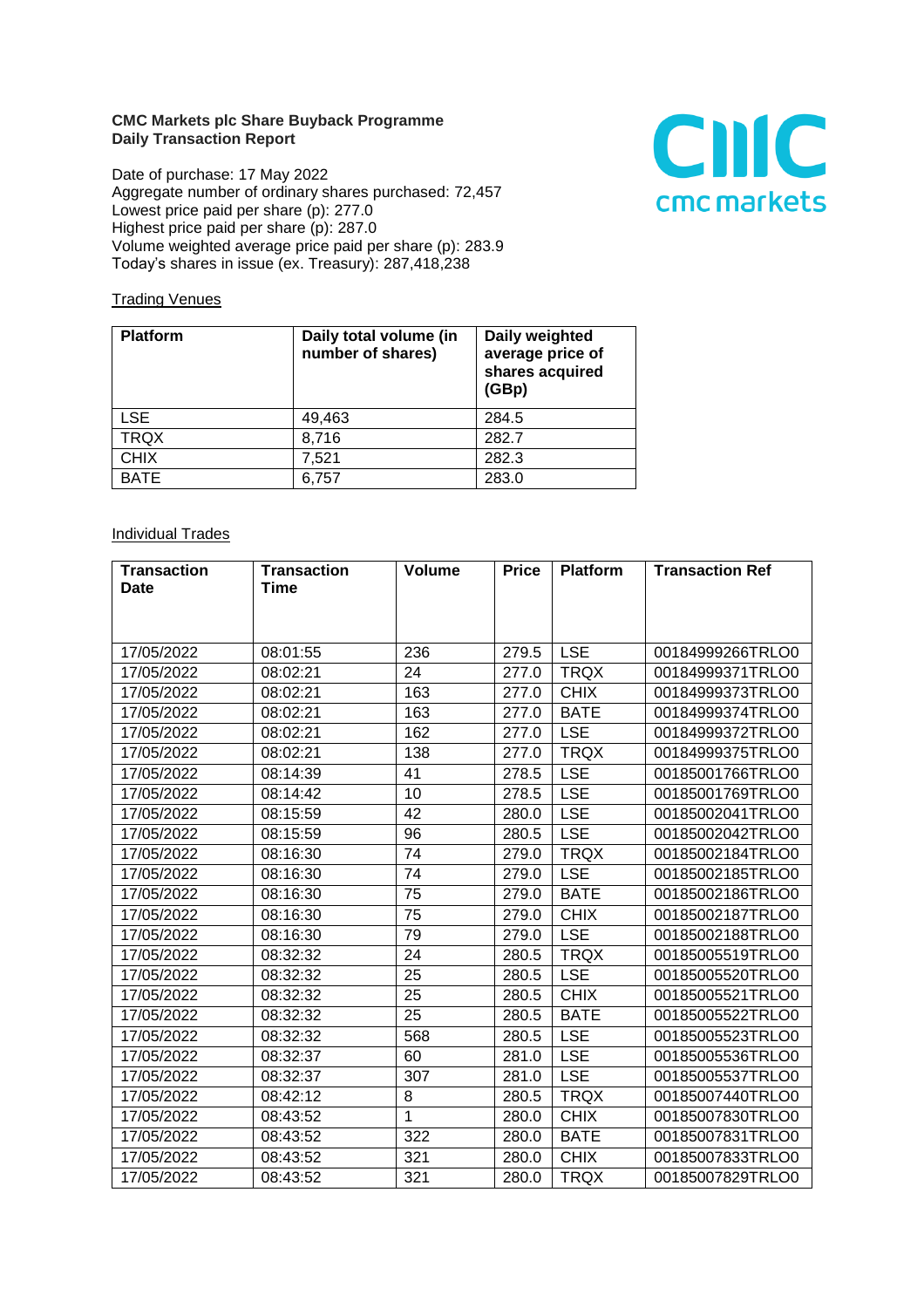**CMC Markets plc Share Buyback Programme**
**Daily Transaction Report**

Date of purchase: 17 May 2022
Aggregate number of ordinary shares purchased: 72,457
Lowest price paid per share (p): 277.0
Highest price paid per share (p): 287.0
Volume weighted average price paid per share (p): 283.9
Today's shares in issue (ex. Treasury): 287,418,238

Trading Venues

| Platform | Daily total volume (in number of shares) | Daily weighted average price of shares acquired (GBp) |
|---|---|---|
| LSE | 49,463 | 284.5 |
| TRQX | 8,716 | 282.7 |
| CHIX | 7,521 | 282.3 |
| BATE | 6,757 | 283.0 |

Individual Trades

| Transaction Date | Transaction Time | Volume | Price | Platform | Transaction Ref |
|---|---|---|---|---|---|
| 17/05/2022 | 08:01:55 | 236 | 279.5 | LSE | 00184999266TRLO0 |
| 17/05/2022 | 08:02:21 | 24 | 277.0 | TRQX | 00184999371TRLO0 |
| 17/05/2022 | 08:02:21 | 163 | 277.0 | CHIX | 00184999373TRLO0 |
| 17/05/2022 | 08:02:21 | 163 | 277.0 | BATE | 00184999374TRLO0 |
| 17/05/2022 | 08:02:21 | 162 | 277.0 | LSE | 00184999372TRLO0 |
| 17/05/2022 | 08:02:21 | 138 | 277.0 | TRQX | 00184999375TRLO0 |
| 17/05/2022 | 08:14:39 | 41 | 278.5 | LSE | 00185001766TRLO0 |
| 17/05/2022 | 08:14:42 | 10 | 278.5 | LSE | 00185001769TRLO0 |
| 17/05/2022 | 08:15:59 | 42 | 280.0 | LSE | 00185002041TRLO0 |
| 17/05/2022 | 08:15:59 | 96 | 280.5 | LSE | 00185002042TRLO0 |
| 17/05/2022 | 08:16:30 | 74 | 279.0 | TRQX | 00185002184TRLO0 |
| 17/05/2022 | 08:16:30 | 74 | 279.0 | LSE | 00185002185TRLO0 |
| 17/05/2022 | 08:16:30 | 75 | 279.0 | BATE | 00185002186TRLO0 |
| 17/05/2022 | 08:16:30 | 75 | 279.0 | CHIX | 00185002187TRLO0 |
| 17/05/2022 | 08:16:30 | 79 | 279.0 | LSE | 00185002188TRLO0 |
| 17/05/2022 | 08:32:32 | 24 | 280.5 | TRQX | 00185005519TRLO0 |
| 17/05/2022 | 08:32:32 | 25 | 280.5 | LSE | 00185005520TRLO0 |
| 17/05/2022 | 08:32:32 | 25 | 280.5 | CHIX | 00185005521TRLO0 |
| 17/05/2022 | 08:32:32 | 25 | 280.5 | BATE | 00185005522TRLO0 |
| 17/05/2022 | 08:32:32 | 568 | 280.5 | LSE | 00185005523TRLO0 |
| 17/05/2022 | 08:32:37 | 60 | 281.0 | LSE | 00185005536TRLO0 |
| 17/05/2022 | 08:32:37 | 307 | 281.0 | LSE | 00185005537TRLO0 |
| 17/05/2022 | 08:42:12 | 8 | 280.5 | TRQX | 00185007440TRLO0 |
| 17/05/2022 | 08:43:52 | 1 | 280.0 | CHIX | 00185007830TRLO0 |
| 17/05/2022 | 08:43:52 | 322 | 280.0 | BATE | 00185007831TRLO0 |
| 17/05/2022 | 08:43:52 | 321 | 280.0 | CHIX | 00185007833TRLO0 |
| 17/05/2022 | 08:43:52 | 321 | 280.0 | TRQX | 00185007829TRLO0 |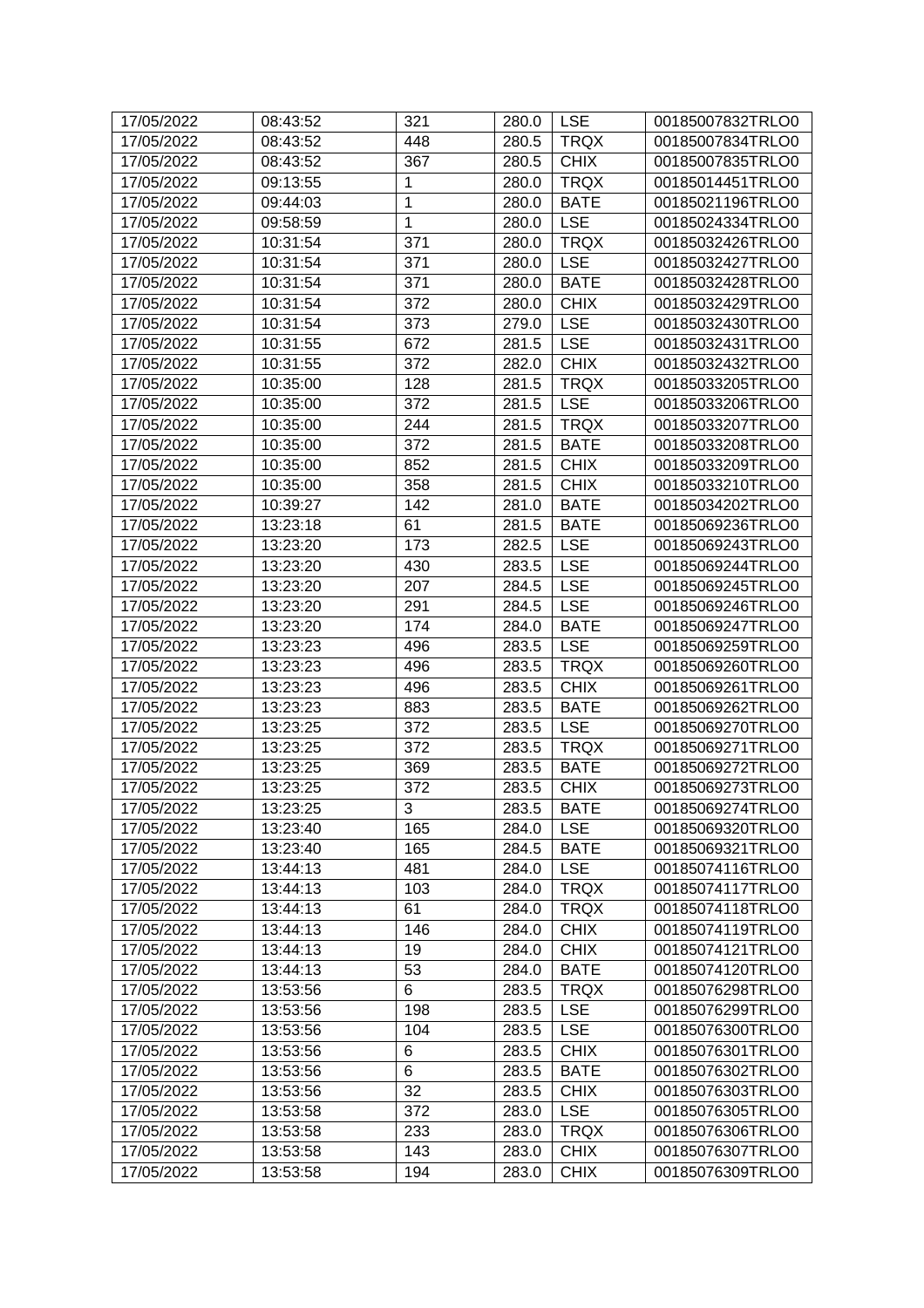| 17/05/2022 | 08:43:52 | 321 | 280.0 | LSE | 00185007832TRLO0 |
|---|---|---|---|---|---|
| 17/05/2022 | 08:43:52 | 448 | 280.5 | TRQX | 00185007834TRLO0 |
| 17/05/2022 | 08:43:52 | 367 | 280.5 | CHIX | 00185007835TRLO0 |
| 17/05/2022 | 09:13:55 | 1 | 280.0 | TRQX | 00185014451TRLO0 |
| 17/05/2022 | 09:44:03 | 1 | 280.0 | BATE | 00185021196TRLO0 |
| 17/05/2022 | 09:58:59 | 1 | 280.0 | LSE | 00185024334TRLO0 |
| 17/05/2022 | 10:31:54 | 371 | 280.0 | TRQX | 00185032426TRLO0 |
| 17/05/2022 | 10:31:54 | 371 | 280.0 | LSE | 00185032427TRLO0 |
| 17/05/2022 | 10:31:54 | 371 | 280.0 | BATE | 00185032428TRLO0 |
| 17/05/2022 | 10:31:54 | 372 | 280.0 | CHIX | 00185032429TRLO0 |
| 17/05/2022 | 10:31:54 | 373 | 279.0 | LSE | 00185032430TRLO0 |
| 17/05/2022 | 10:31:55 | 672 | 281.5 | LSE | 00185032431TRLO0 |
| 17/05/2022 | 10:31:55 | 372 | 282.0 | CHIX | 00185032432TRLO0 |
| 17/05/2022 | 10:35:00 | 128 | 281.5 | TRQX | 00185033205TRLO0 |
| 17/05/2022 | 10:35:00 | 372 | 281.5 | LSE | 00185033206TRLO0 |
| 17/05/2022 | 10:35:00 | 244 | 281.5 | TRQX | 00185033207TRLO0 |
| 17/05/2022 | 10:35:00 | 372 | 281.5 | BATE | 00185033208TRLO0 |
| 17/05/2022 | 10:35:00 | 852 | 281.5 | CHIX | 00185033209TRLO0 |
| 17/05/2022 | 10:35:00 | 358 | 281.5 | CHIX | 00185033210TRLO0 |
| 17/05/2022 | 10:39:27 | 142 | 281.0 | BATE | 00185034202TRLO0 |
| 17/05/2022 | 13:23:18 | 61 | 281.5 | BATE | 00185069236TRLO0 |
| 17/05/2022 | 13:23:20 | 173 | 282.5 | LSE | 00185069243TRLO0 |
| 17/05/2022 | 13:23:20 | 430 | 283.5 | LSE | 00185069244TRLO0 |
| 17/05/2022 | 13:23:20 | 207 | 284.5 | LSE | 00185069245TRLO0 |
| 17/05/2022 | 13:23:20 | 291 | 284.5 | LSE | 00185069246TRLO0 |
| 17/05/2022 | 13:23:20 | 174 | 284.0 | BATE | 00185069247TRLO0 |
| 17/05/2022 | 13:23:23 | 496 | 283.5 | LSE | 00185069259TRLO0 |
| 17/05/2022 | 13:23:23 | 496 | 283.5 | TRQX | 00185069260TRLO0 |
| 17/05/2022 | 13:23:23 | 496 | 283.5 | CHIX | 00185069261TRLO0 |
| 17/05/2022 | 13:23:23 | 883 | 283.5 | BATE | 00185069262TRLO0 |
| 17/05/2022 | 13:23:25 | 372 | 283.5 | LSE | 00185069270TRLO0 |
| 17/05/2022 | 13:23:25 | 372 | 283.5 | TRQX | 00185069271TRLO0 |
| 17/05/2022 | 13:23:25 | 369 | 283.5 | BATE | 00185069272TRLO0 |
| 17/05/2022 | 13:23:25 | 372 | 283.5 | CHIX | 00185069273TRLO0 |
| 17/05/2022 | 13:23:25 | 3 | 283.5 | BATE | 00185069274TRLO0 |
| 17/05/2022 | 13:23:40 | 165 | 284.0 | LSE | 00185069320TRLO0 |
| 17/05/2022 | 13:23:40 | 165 | 284.5 | BATE | 00185069321TRLO0 |
| 17/05/2022 | 13:44:13 | 481 | 284.0 | LSE | 00185074116TRLO0 |
| 17/05/2022 | 13:44:13 | 103 | 284.0 | TRQX | 00185074117TRLO0 |
| 17/05/2022 | 13:44:13 | 61 | 284.0 | TRQX | 00185074118TRLO0 |
| 17/05/2022 | 13:44:13 | 146 | 284.0 | CHIX | 00185074119TRLO0 |
| 17/05/2022 | 13:44:13 | 19 | 284.0 | CHIX | 00185074121TRLO0 |
| 17/05/2022 | 13:44:13 | 53 | 284.0 | BATE | 00185074120TRLO0 |
| 17/05/2022 | 13:53:56 | 6 | 283.5 | TRQX | 00185076298TRLO0 |
| 17/05/2022 | 13:53:56 | 198 | 283.5 | LSE | 00185076299TRLO0 |
| 17/05/2022 | 13:53:56 | 104 | 283.5 | LSE | 00185076300TRLO0 |
| 17/05/2022 | 13:53:56 | 6 | 283.5 | CHIX | 00185076301TRLO0 |
| 17/05/2022 | 13:53:56 | 6 | 283.5 | BATE | 00185076302TRLO0 |
| 17/05/2022 | 13:53:56 | 32 | 283.5 | CHIX | 00185076303TRLO0 |
| 17/05/2022 | 13:53:58 | 372 | 283.0 | LSE | 00185076305TRLO0 |
| 17/05/2022 | 13:53:58 | 233 | 283.0 | TRQX | 00185076306TRLO0 |
| 17/05/2022 | 13:53:58 | 143 | 283.0 | CHIX | 00185076307TRLO0 |
| 17/05/2022 | 13:53:58 | 194 | 283.0 | CHIX | 00185076309TRLO0 |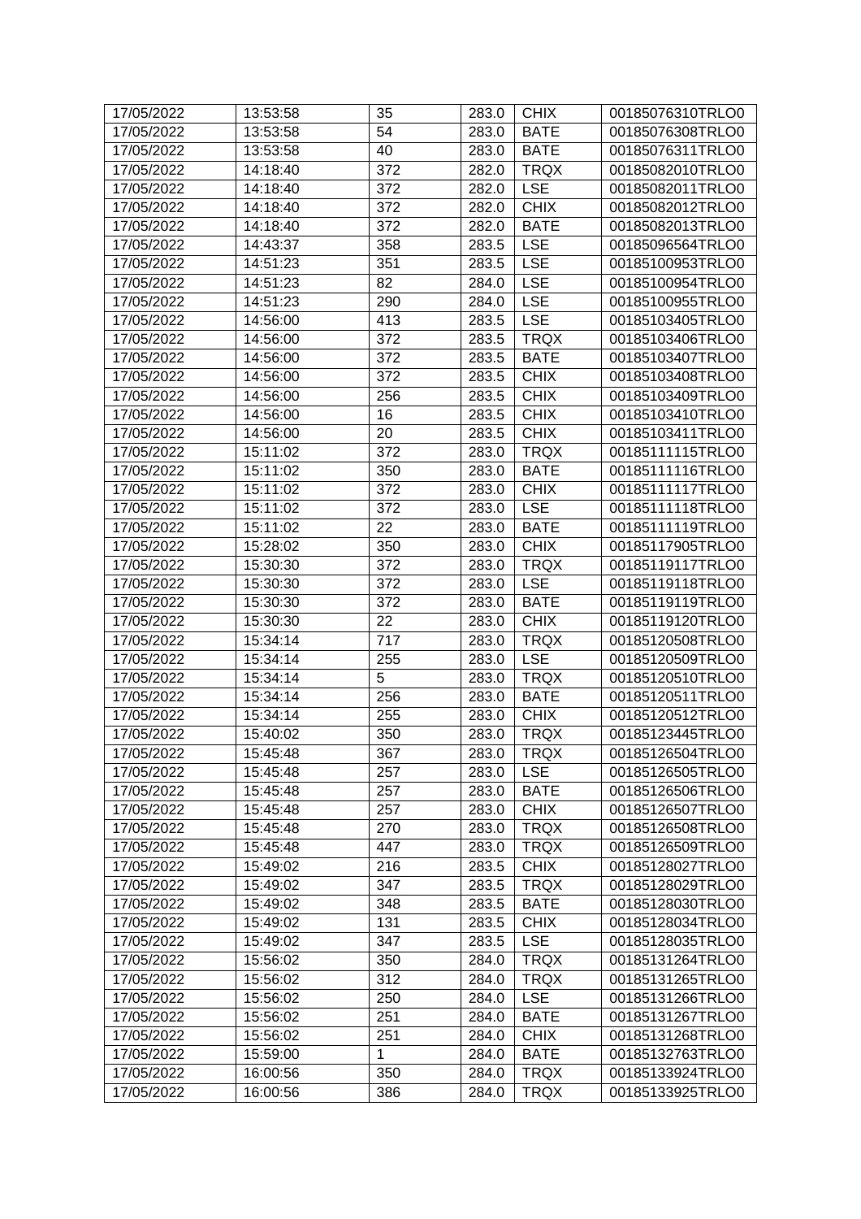| 17/05/2022 | 13:53:58 | 35 | 283.0 | CHIX | 00185076310TRLO0 |
|---|---|---|---|---|---|
| 17/05/2022 | 13:53:58 | 54 | 283.0 | BATE | 00185076308TRLO0 |
| 17/05/2022 | 13:53:58 | 40 | 283.0 | BATE | 00185076311TRLO0 |
| 17/05/2022 | 14:18:40 | 372 | 282.0 | TRQX | 00185082010TRLO0 |
| 17/05/2022 | 14:18:40 | 372 | 282.0 | LSE | 00185082011TRLO0 |
| 17/05/2022 | 14:18:40 | 372 | 282.0 | CHIX | 00185082012TRLO0 |
| 17/05/2022 | 14:18:40 | 372 | 282.0 | BATE | 00185082013TRLO0 |
| 17/05/2022 | 14:43:37 | 358 | 283.5 | LSE | 00185096564TRLO0 |
| 17/05/2022 | 14:51:23 | 351 | 283.5 | LSE | 00185100953TRLO0 |
| 17/05/2022 | 14:51:23 | 82 | 284.0 | LSE | 00185100954TRLO0 |
| 17/05/2022 | 14:51:23 | 290 | 284.0 | LSE | 00185100955TRLO0 |
| 17/05/2022 | 14:56:00 | 413 | 283.5 | LSE | 00185103405TRLO0 |
| 17/05/2022 | 14:56:00 | 372 | 283.5 | TRQX | 00185103406TRLO0 |
| 17/05/2022 | 14:56:00 | 372 | 283.5 | BATE | 00185103407TRLO0 |
| 17/05/2022 | 14:56:00 | 372 | 283.5 | CHIX | 00185103408TRLO0 |
| 17/05/2022 | 14:56:00 | 256 | 283.5 | CHIX | 00185103409TRLO0 |
| 17/05/2022 | 14:56:00 | 16 | 283.5 | CHIX | 00185103410TRLO0 |
| 17/05/2022 | 14:56:00 | 20 | 283.5 | CHIX | 00185103411TRLO0 |
| 17/05/2022 | 15:11:02 | 372 | 283.0 | TRQX | 00185111115TRLO0 |
| 17/05/2022 | 15:11:02 | 350 | 283.0 | BATE | 00185111116TRLO0 |
| 17/05/2022 | 15:11:02 | 372 | 283.0 | CHIX | 00185111117TRLO0 |
| 17/05/2022 | 15:11:02 | 372 | 283.0 | LSE | 00185111118TRLO0 |
| 17/05/2022 | 15:11:02 | 22 | 283.0 | BATE | 00185111119TRLO0 |
| 17/05/2022 | 15:28:02 | 350 | 283.0 | CHIX | 00185117905TRLO0 |
| 17/05/2022 | 15:30:30 | 372 | 283.0 | TRQX | 00185119117TRLO0 |
| 17/05/2022 | 15:30:30 | 372 | 283.0 | LSE | 00185119118TRLO0 |
| 17/05/2022 | 15:30:30 | 372 | 283.0 | BATE | 00185119119TRLO0 |
| 17/05/2022 | 15:30:30 | 22 | 283.0 | CHIX | 00185119120TRLO0 |
| 17/05/2022 | 15:34:14 | 717 | 283.0 | TRQX | 00185120508TRLO0 |
| 17/05/2022 | 15:34:14 | 255 | 283.0 | LSE | 00185120509TRLO0 |
| 17/05/2022 | 15:34:14 | 5 | 283.0 | TRQX | 00185120510TRLO0 |
| 17/05/2022 | 15:34:14 | 256 | 283.0 | BATE | 00185120511TRLO0 |
| 17/05/2022 | 15:34:14 | 255 | 283.0 | CHIX | 00185120512TRLO0 |
| 17/05/2022 | 15:40:02 | 350 | 283.0 | TRQX | 00185123445TRLO0 |
| 17/05/2022 | 15:45:48 | 367 | 283.0 | TRQX | 00185126504TRLO0 |
| 17/05/2022 | 15:45:48 | 257 | 283.0 | LSE | 00185126505TRLO0 |
| 17/05/2022 | 15:45:48 | 257 | 283.0 | BATE | 00185126506TRLO0 |
| 17/05/2022 | 15:45:48 | 257 | 283.0 | CHIX | 00185126507TRLO0 |
| 17/05/2022 | 15:45:48 | 270 | 283.0 | TRQX | 00185126508TRLO0 |
| 17/05/2022 | 15:45:48 | 447 | 283.0 | TRQX | 00185126509TRLO0 |
| 17/05/2022 | 15:49:02 | 216 | 283.5 | CHIX | 00185128027TRLO0 |
| 17/05/2022 | 15:49:02 | 347 | 283.5 | TRQX | 00185128029TRLO0 |
| 17/05/2022 | 15:49:02 | 348 | 283.5 | BATE | 00185128030TRLO0 |
| 17/05/2022 | 15:49:02 | 131 | 283.5 | CHIX | 00185128034TRLO0 |
| 17/05/2022 | 15:49:02 | 347 | 283.5 | LSE | 00185128035TRLO0 |
| 17/05/2022 | 15:56:02 | 350 | 284.0 | TRQX | 00185131264TRLO0 |
| 17/05/2022 | 15:56:02 | 312 | 284.0 | TRQX | 00185131265TRLO0 |
| 17/05/2022 | 15:56:02 | 250 | 284.0 | LSE | 00185131266TRLO0 |
| 17/05/2022 | 15:56:02 | 251 | 284.0 | BATE | 00185131267TRLO0 |
| 17/05/2022 | 15:56:02 | 251 | 284.0 | CHIX | 00185131268TRLO0 |
| 17/05/2022 | 15:59:00 | 1 | 284.0 | BATE | 00185132763TRLO0 |
| 17/05/2022 | 16:00:56 | 350 | 284.0 | TRQX | 00185133924TRLO0 |
| 17/05/2022 | 16:00:56 | 386 | 284.0 | TRQX | 00185133925TRLO0 |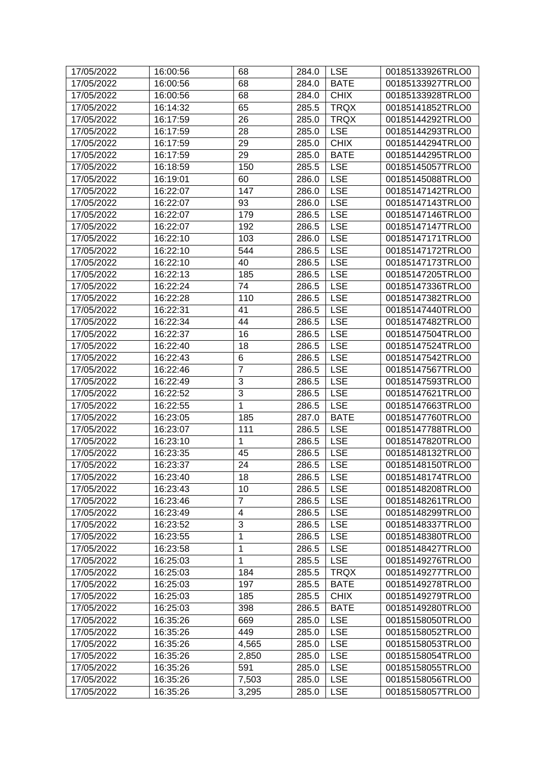| 17/05/2022 | 16:00:56 | 68 | 284.0 | LSE | 00185133926TRLO0 |
|---|---|---|---|---|---|
| 17/05/2022 | 16:00:56 | 68 | 284.0 | BATE | 00185133927TRLO0 |
| 17/05/2022 | 16:00:56 | 68 | 284.0 | CHIX | 00185133928TRLO0 |
| 17/05/2022 | 16:14:32 | 65 | 285.5 | TRQX | 00185141852TRLO0 |
| 17/05/2022 | 16:17:59 | 26 | 285.0 | TRQX | 00185144292TRLO0 |
| 17/05/2022 | 16:17:59 | 28 | 285.0 | LSE | 00185144293TRLO0 |
| 17/05/2022 | 16:17:59 | 29 | 285.0 | CHIX | 00185144294TRLO0 |
| 17/05/2022 | 16:17:59 | 29 | 285.0 | BATE | 00185144295TRLO0 |
| 17/05/2022 | 16:18:59 | 150 | 285.5 | LSE | 00185145057TRLO0 |
| 17/05/2022 | 16:19:01 | 60 | 286.0 | LSE | 00185145088TRLO0 |
| 17/05/2022 | 16:22:07 | 147 | 286.0 | LSE | 00185147142TRLO0 |
| 17/05/2022 | 16:22:07 | 93 | 286.0 | LSE | 00185147143TRLO0 |
| 17/05/2022 | 16:22:07 | 179 | 286.5 | LSE | 00185147146TRLO0 |
| 17/05/2022 | 16:22:07 | 192 | 286.5 | LSE | 00185147147TRLO0 |
| 17/05/2022 | 16:22:10 | 103 | 286.0 | LSE | 00185147171TRLO0 |
| 17/05/2022 | 16:22:10 | 544 | 286.5 | LSE | 00185147172TRLO0 |
| 17/05/2022 | 16:22:10 | 40 | 286.5 | LSE | 00185147173TRLO0 |
| 17/05/2022 | 16:22:13 | 185 | 286.5 | LSE | 00185147205TRLO0 |
| 17/05/2022 | 16:22:24 | 74 | 286.5 | LSE | 00185147336TRLO0 |
| 17/05/2022 | 16:22:28 | 110 | 286.5 | LSE | 00185147382TRLO0 |
| 17/05/2022 | 16:22:31 | 41 | 286.5 | LSE | 00185147440TRLO0 |
| 17/05/2022 | 16:22:34 | 44 | 286.5 | LSE | 00185147482TRLO0 |
| 17/05/2022 | 16:22:37 | 16 | 286.5 | LSE | 00185147504TRLO0 |
| 17/05/2022 | 16:22:40 | 18 | 286.5 | LSE | 00185147524TRLO0 |
| 17/05/2022 | 16:22:43 | 6 | 286.5 | LSE | 00185147542TRLO0 |
| 17/05/2022 | 16:22:46 | 7 | 286.5 | LSE | 00185147567TRLO0 |
| 17/05/2022 | 16:22:49 | 3 | 286.5 | LSE | 00185147593TRLO0 |
| 17/05/2022 | 16:22:52 | 3 | 286.5 | LSE | 00185147621TRLO0 |
| 17/05/2022 | 16:22:55 | 1 | 286.5 | LSE | 00185147663TRLO0 |
| 17/05/2022 | 16:23:05 | 185 | 287.0 | BATE | 00185147760TRLO0 |
| 17/05/2022 | 16:23:07 | 111 | 286.5 | LSE | 00185147788TRLO0 |
| 17/05/2022 | 16:23:10 | 1 | 286.5 | LSE | 00185147820TRLO0 |
| 17/05/2022 | 16:23:35 | 45 | 286.5 | LSE | 00185148132TRLO0 |
| 17/05/2022 | 16:23:37 | 24 | 286.5 | LSE | 00185148150TRLO0 |
| 17/05/2022 | 16:23:40 | 18 | 286.5 | LSE | 00185148174TRLO0 |
| 17/05/2022 | 16:23:43 | 10 | 286.5 | LSE | 00185148208TRLO0 |
| 17/05/2022 | 16:23:46 | 7 | 286.5 | LSE | 00185148261TRLO0 |
| 17/05/2022 | 16:23:49 | 4 | 286.5 | LSE | 00185148299TRLO0 |
| 17/05/2022 | 16:23:52 | 3 | 286.5 | LSE | 00185148337TRLO0 |
| 17/05/2022 | 16:23:55 | 1 | 286.5 | LSE | 00185148380TRLO0 |
| 17/05/2022 | 16:23:58 | 1 | 286.5 | LSE | 00185148427TRLO0 |
| 17/05/2022 | 16:25:03 | 1 | 285.5 | LSE | 00185149276TRLO0 |
| 17/05/2022 | 16:25:03 | 184 | 285.5 | TRQX | 00185149277TRLO0 |
| 17/05/2022 | 16:25:03 | 197 | 285.5 | BATE | 00185149278TRLO0 |
| 17/05/2022 | 16:25:03 | 185 | 285.5 | CHIX | 00185149279TRLO0 |
| 17/05/2022 | 16:25:03 | 398 | 286.5 | BATE | 00185149280TRLO0 |
| 17/05/2022 | 16:35:26 | 669 | 285.0 | LSE | 00185158050TRLO0 |
| 17/05/2022 | 16:35:26 | 449 | 285.0 | LSE | 00185158052TRLO0 |
| 17/05/2022 | 16:35:26 | 4,565 | 285.0 | LSE | 00185158053TRLO0 |
| 17/05/2022 | 16:35:26 | 2,850 | 285.0 | LSE | 00185158054TRLO0 |
| 17/05/2022 | 16:35:26 | 591 | 285.0 | LSE | 00185158055TRLO0 |
| 17/05/2022 | 16:35:26 | 7,503 | 285.0 | LSE | 00185158056TRLO0 |
| 17/05/2022 | 16:35:26 | 3,295 | 285.0 | LSE | 00185158057TRLO0 |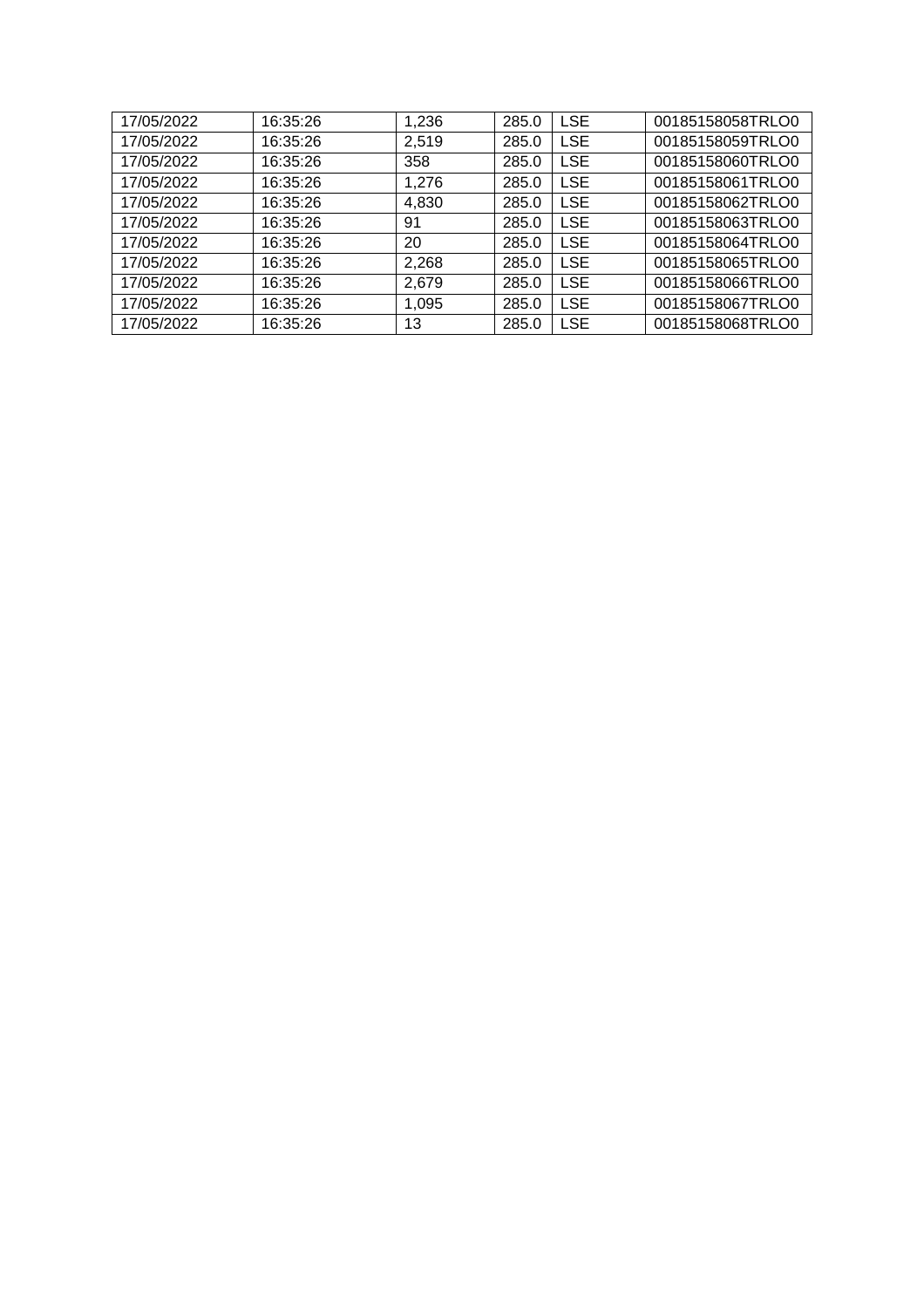| | | | | | |
|---|---|---|---|---|---|
| 17/05/2022 | 16:35:26 | 1,236 | 285.0 | LSE | 00185158058TRLO0 |
| 17/05/2022 | 16:35:26 | 2,519 | 285.0 | LSE | 00185158059TRLO0 |
| 17/05/2022 | 16:35:26 | 358 | 285.0 | LSE | 00185158060TRLO0 |
| 17/05/2022 | 16:35:26 | 1,276 | 285.0 | LSE | 00185158061TRLO0 |
| 17/05/2022 | 16:35:26 | 4,830 | 285.0 | LSE | 00185158062TRLO0 |
| 17/05/2022 | 16:35:26 | 91 | 285.0 | LSE | 00185158063TRLO0 |
| 17/05/2022 | 16:35:26 | 20 | 285.0 | LSE | 00185158064TRLO0 |
| 17/05/2022 | 16:35:26 | 2,268 | 285.0 | LSE | 00185158065TRLO0 |
| 17/05/2022 | 16:35:26 | 2,679 | 285.0 | LSE | 00185158066TRLO0 |
| 17/05/2022 | 16:35:26 | 1,095 | 285.0 | LSE | 00185158067TRLO0 |
| 17/05/2022 | 16:35:26 | 13 | 285.0 | LSE | 00185158068TRLO0 |